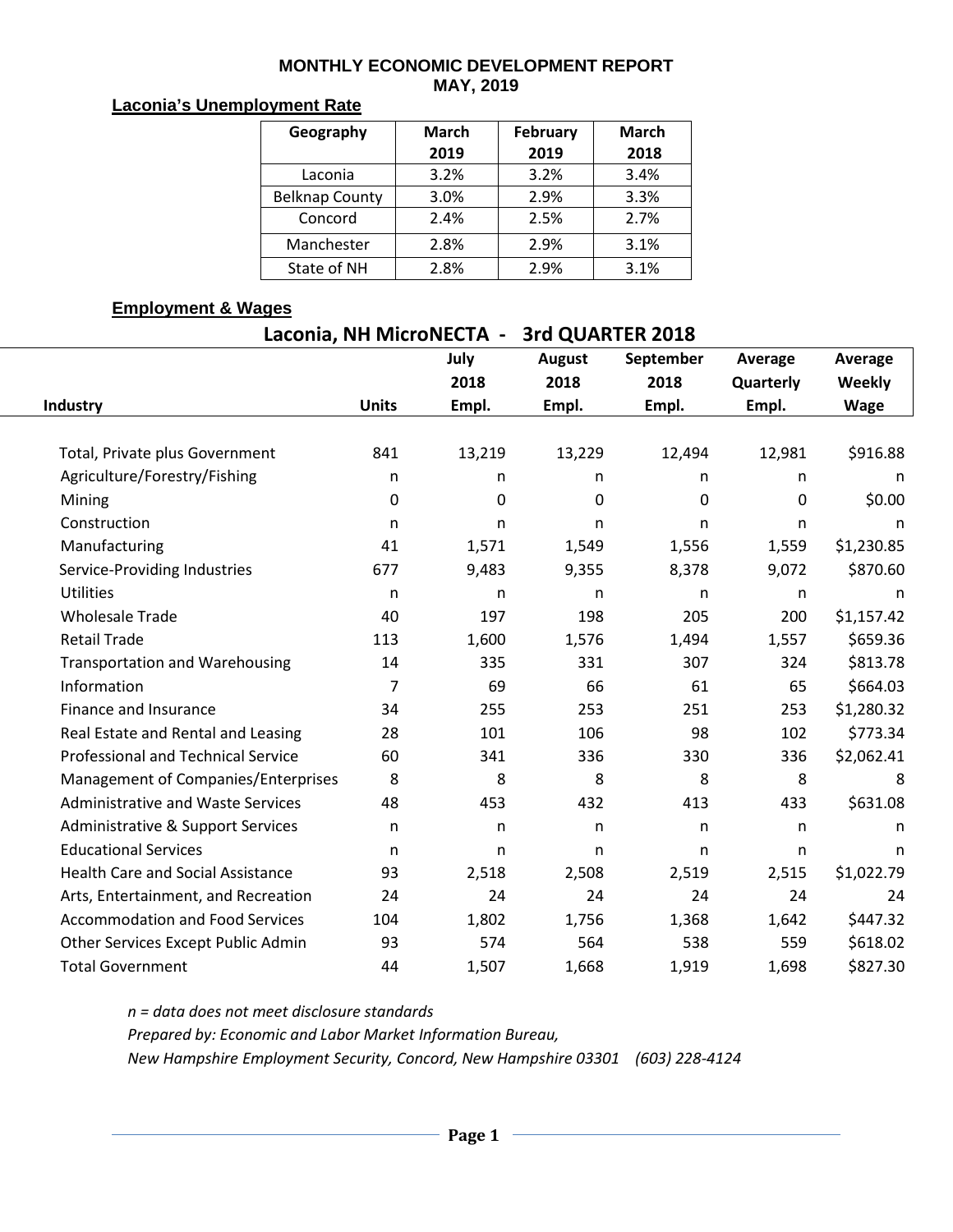# MONTHLY ECONOMIC DEVELOPMENT REPORT
## MAY, 2019

### Laconia's Unemployment Rate

| Geography | March 2019 | February 2019 | March 2018 |
|---|---|---|---|
| Laconia | 3.2% | 3.2% | 3.4% |
| Belknap County | 3.0% | 2.9% | 3.3% |
| Concord | 2.4% | 2.5% | 2.7% |
| Manchester | 2.8% | 2.9% | 3.1% |
| State of NH | 2.8% | 2.9% | 3.1% |

### Employment & Wages

**Laconia, NH MicroNECTA - 3rd QUARTER 2018**

| Industry | Units | July 2018 Empl. | August 2018 Empl. | September 2018 Empl. | Average Quarterly Empl. | Average Weekly Wage |
|---|---|---|---|---|---|---|
| Total, Private plus Government | 841 | 13,219 | 13,229 | 12,494 | 12,981 | $916.88 |
| Agriculture/Forestry/Fishing | n | n | n | n | n | n |
| Mining | 0 | 0 | 0 | 0 | 0 | $0.00 |
| Construction | n | n | n | n | n | n |
| Manufacturing | 41 | 1,571 | 1,549 | 1,556 | 1,559 | $1,230.85 |
| Service-Providing Industries | 677 | 9,483 | 9,355 | 8,378 | 9,072 | $870.60 |
| Utilities | n | n | n | n | n | n |
| Wholesale Trade | 40 | 197 | 198 | 205 | 200 | $1,157.42 |
| Retail Trade | 113 | 1,600 | 1,576 | 1,494 | 1,557 | $659.36 |
| Transportation and Warehousing | 14 | 335 | 331 | 307 | 324 | $813.78 |
| Information | 7 | 69 | 66 | 61 | 65 | $664.03 |
| Finance and Insurance | 34 | 255 | 253 | 251 | 253 | $1,280.32 |
| Real Estate and Rental and Leasing | 28 | 101 | 106 | 98 | 102 | $773.34 |
| Professional and Technical Service | 60 | 341 | 336 | 330 | 336 | $2,062.41 |
| Management of Companies/Enterprises | 8 | 8 | 8 | 8 | 8 | 8 |
| Administrative and Waste Services | 48 | 453 | 432 | 413 | 433 | $631.08 |
| Administrative & Support Services | n | n | n | n | n | n |
| Educational Services | n | n | n | n | n | n |
| Health Care and Social Assistance | 93 | 2,518 | 2,508 | 2,519 | 2,515 | $1,022.79 |
| Arts, Entertainment, and Recreation | 24 | 24 | 24 | 24 | 24 | 24 |
| Accommodation and Food Services | 104 | 1,802 | 1,756 | 1,368 | 1,642 | $447.32 |
| Other Services Except Public Admin | 93 | 574 | 564 | 538 | 559 | $618.02 |
| Total Government | 44 | 1,507 | 1,668 | 1,919 | 1,698 | $827.30 |

*n = data does not meet disclosure standards*

*Prepared by: Economic and Labor Market Information Bureau,*

*New Hampshire Employment Security, Concord, New Hampshire 03301 (603) 228-4124*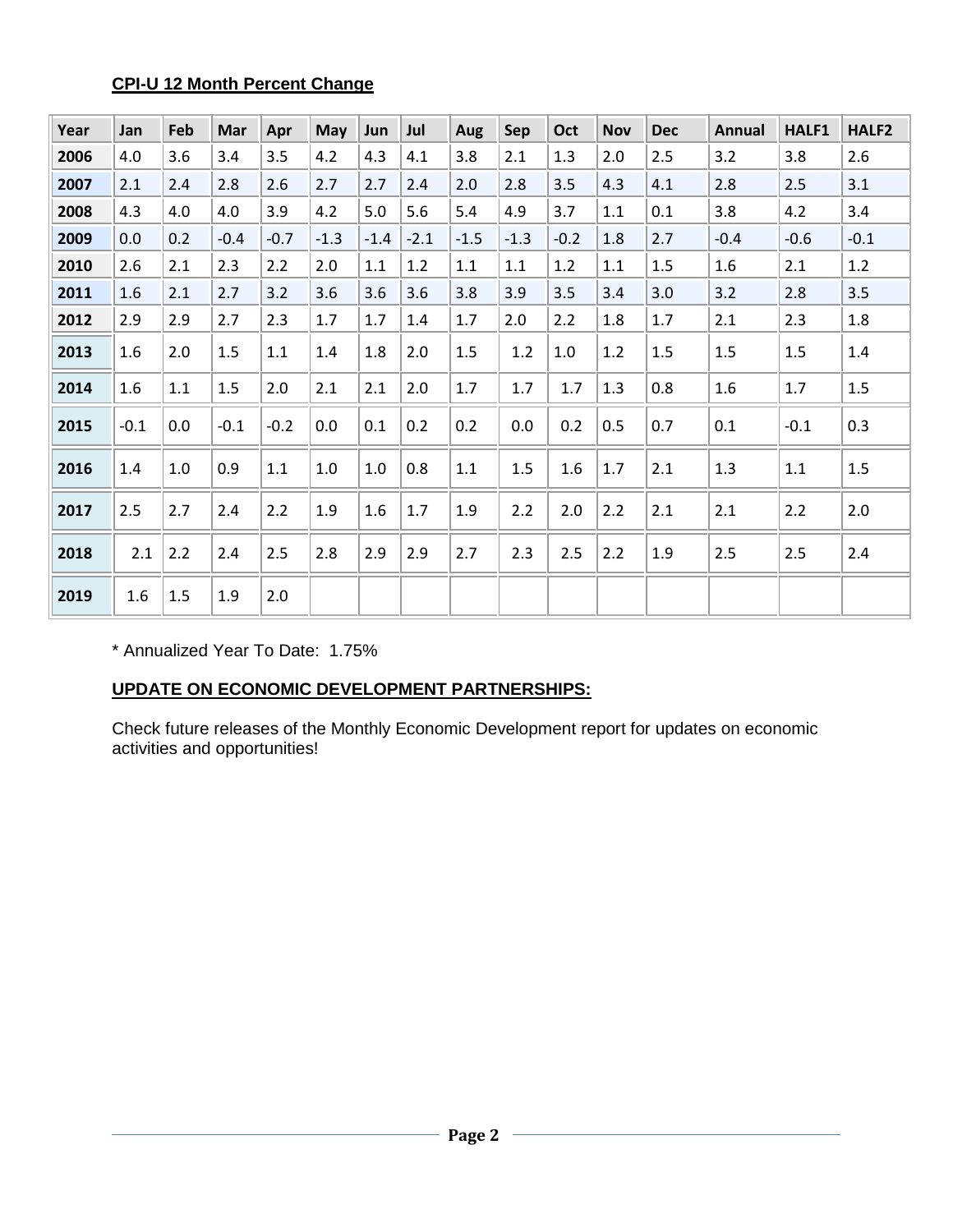**CPI-U 12 Month Percent Change**

| Year | Jan | Feb | Mar | Apr | May | Jun | Jul | Aug | Sep | Oct | Nov | Dec | Annual | HALF1 | HALF2 |
|---|---|---|---|---|---|---|---|---|---|---|---|---|---|---|---|
| 2006 | 4.0 | 3.6 | 3.4 | 3.5 | 4.2 | 4.3 | 4.1 | 3.8 | 2.1 | 1.3 | 2.0 | 2.5 | 3.2 | 3.8 | 2.6 |
| 2007 | 2.1 | 2.4 | 2.8 | 2.6 | 2.7 | 2.7 | 2.4 | 2.0 | 2.8 | 3.5 | 4.3 | 4.1 | 2.8 | 2.5 | 3.1 |
| 2008 | 4.3 | 4.0 | 4.0 | 3.9 | 4.2 | 5.0 | 5.6 | 5.4 | 4.9 | 3.7 | 1.1 | 0.1 | 3.8 | 4.2 | 3.4 |
| 2009 | 0.0 | 0.2 | -0.4 | -0.7 | -1.3 | -1.4 | -2.1 | -1.5 | -1.3 | -0.2 | 1.8 | 2.7 | -0.4 | -0.6 | -0.1 |
| 2010 | 2.6 | 2.1 | 2.3 | 2.2 | 2.0 | 1.1 | 1.2 | 1.1 | 1.1 | 1.2 | 1.1 | 1.5 | 1.6 | 2.1 | 1.2 |
| 2011 | 1.6 | 2.1 | 2.7 | 3.2 | 3.6 | 3.6 | 3.6 | 3.8 | 3.9 | 3.5 | 3.4 | 3.0 | 3.2 | 2.8 | 3.5 |
| 2012 | 2.9 | 2.9 | 2.7 | 2.3 | 1.7 | 1.7 | 1.4 | 1.7 | 2.0 | 2.2 | 1.8 | 1.7 | 2.1 | 2.3 | 1.8 |
| 2013 | 1.6 | 2.0 | 1.5 | 1.1 | 1.4 | 1.8 | 2.0 | 1.5 | 1.2 | 1.0 | 1.2 | 1.5 | 1.5 | 1.5 | 1.4 |
| 2014 | 1.6 | 1.1 | 1.5 | 2.0 | 2.1 | 2.1 | 2.0 | 1.7 | 1.7 | 1.7 | 1.3 | 0.8 | 1.6 | 1.7 | 1.5 |
| 2015 | -0.1 | 0.0 | -0.1 | -0.2 | 0.0 | 0.1 | 0.2 | 0.2 | 0.0 | 0.2 | 0.5 | 0.7 | 0.1 | -0.1 | 0.3 |
| 2016 | 1.4 | 1.0 | 0.9 | 1.1 | 1.0 | 1.0 | 0.8 | 1.1 | 1.5 | 1.6 | 1.7 | 2.1 | 1.3 | 1.1 | 1.5 |
| 2017 | 2.5 | 2.7 | 2.4 | 2.2 | 1.9 | 1.6 | 1.7 | 1.9 | 2.2 | 2.0 | 2.2 | 2.1 | 2.1 | 2.2 | 2.0 |
| 2018 | 2.1 | 2.2 | 2.4 | 2.5 | 2.8 | 2.9 | 2.9 | 2.7 | 2.3 | 2.5 | 2.2 | 1.9 | 2.5 | 2.5 | 2.4 |
| 2019 | 1.6 | 1.5 | 1.9 | 2.0 | | | | | | | | | | | |

* Annualized Year To Date: 1.75%

**UPDATE ON ECONOMIC DEVELOPMENT PARTNERSHIPS:**

Check future releases of the Monthly Economic Development report for updates on economic activities and opportunities!